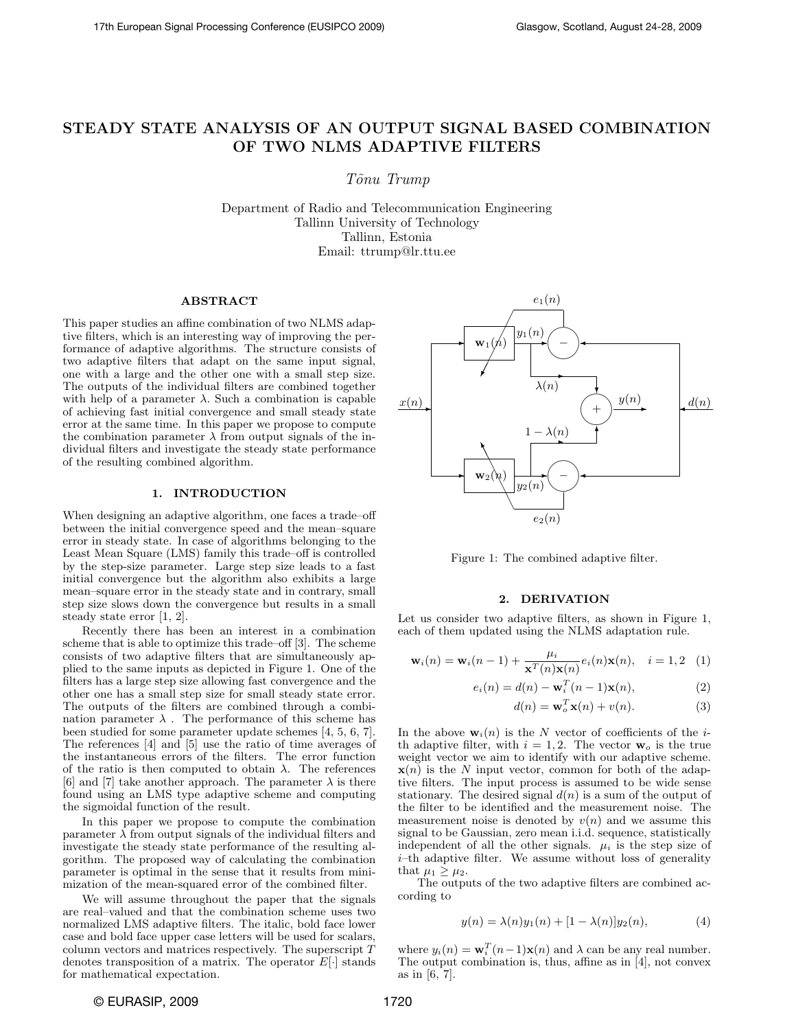# STEADY STATE ANALYSIS OF AN OUTPUT SIGNAL BASED COMBINATION OF TWO NLMS ADAPTIVE FILTERS

*Tõnu Trump*

Department of Radio and Telecommunication Engineering
Tallinn University of Technology
Tallinn, Estonia
Email: ttrump@lr.ttu.ee

## ABSTRACT

This paper studies an affine combination of two NLMS adaptive filters, which is an interesting way of improving the performance of adaptive algorithms. The structure consists of two adaptive filters that adapt on the same input signal, one with a large and the other one with a small step size. The outputs of the individual filters are combined together with help of a parameter $\lambda$. Such a combination is capable of achieving fast initial convergence and small steady state error at the same time. In this paper we propose to compute the combination parameter $\lambda$ from output signals of the individual filters and investigate the steady state performance of the resulting combined algorithm.

## 1. INTRODUCTION

When designing an adaptive algorithm, one faces a trade–off between the initial convergence speed and the mean–square error in steady state. In case of algorithms belonging to the Least Mean Square (LMS) family this trade–off is controlled by the step-size parameter. Large step size leads to a fast initial convergence but the algorithm also exhibits a large mean–square error in the steady state and in contrary, small step size slows down the convergence but results in a small steady state error [1, 2].

Recently there has been an interest in a combination scheme that is able to optimize this trade–off [3]. The scheme consists of two adaptive filters that are simultaneously applied to the same inputs as depicted in Figure 1. One of the filters has a large step size allowing fast convergence and the other one has a small step size for small steady state error. The outputs of the filters are combined through a combination parameter $\lambda$ . The performance of this scheme has been studied for some parameter update schemes [4, 5, 6, 7]. The references [4] and [5] use the ratio of time averages of the instantaneous errors of the filters. The error function of the ratio is then computed to obtain $\lambda$. The references [6] and [7] take another approach. The parameter $\lambda$ is there found using an LMS type adaptive scheme and computing the sigmoidal function of the result.

In this paper we propose to compute the combination parameter $\lambda$ from output signals of the individual filters and investigate the steady state performance of the resulting algorithm. The proposed way of calculating the combination parameter is optimal in the sense that it results from minimization of the mean-squared error of the combined filter.

We will assume throughout the paper that the signals are real–valued and that the combination scheme uses two normalized LMS adaptive filters. The italic, bold face lower case and bold face upper case letters will be used for scalars, column vectors and matrices respectively. The superscript $T$ denotes transposition of a matrix. The operator $E[\cdot]$ stands for mathematical expectation.

$e_1(n)$

$\mathbf{w}_1(n)$ $y_1(n)$ $-$

$\lambda(n)$

$x(n)$ $+$ $y(n)$ $d(n)$

$1-\lambda(n)$

$\mathbf{w}_2(n)$ $y_2(n)$ $-$

$e_2(n)$

Figure 1: The combined adaptive filter.

## 2. DERIVATION

Let us consider two adaptive filters, as shown in Figure 1, each of them updated using the NLMS adaptation rule.

$$\mathbf{w}_i(n) = \mathbf{w}_i(n-1) + \frac{\mu_i}{\mathbf{x}^T(n)\mathbf{x}(n)} e_i(n)\mathbf{x}(n), \quad i = 1, 2 \quad (1)$$

$$e_i(n) = d(n) - \mathbf{w}_i^T(n-1)\mathbf{x}(n), \quad (2)$$

$$d(n) = \mathbf{w}_o^T\mathbf{x}(n) + v(n). \quad (3)$$

In the above $\mathbf{w}_i(n)$ is the $N$ vector of coefficients of the $i$-th adaptive filter, with $i = 1, 2$. The vector $\mathbf{w}_o$ is the true weight vector we aim to identify with our adaptive scheme. $\mathbf{x}(n)$ is the $N$ input vector, common for both of the adaptive filters. The input process is assumed to be wide sense stationary. The desired signal $d(n)$ is a sum of the output of the filter to be identified and the measurement noise. The measurement noise is denoted by $v(n)$ and we assume this signal to be Gaussian, zero mean i.i.d. sequence, statistically independent of all the other signals. $\mu_i$ is the step size of $i$–th adaptive filter. We assume without loss of generality that $\mu_1 \geq \mu_2$.

The outputs of the two adaptive filters are combined according to

$$y(n) = \lambda(n)y_1(n) + [1 - \lambda(n)]y_2(n), \quad (4)$$

where $y_i(n) = \mathbf{w}_i^T(n-1)\mathbf{x}(n)$ and $\lambda$ can be any real number. The output combination is, thus, affine as in [4], not convex as in [6, 7].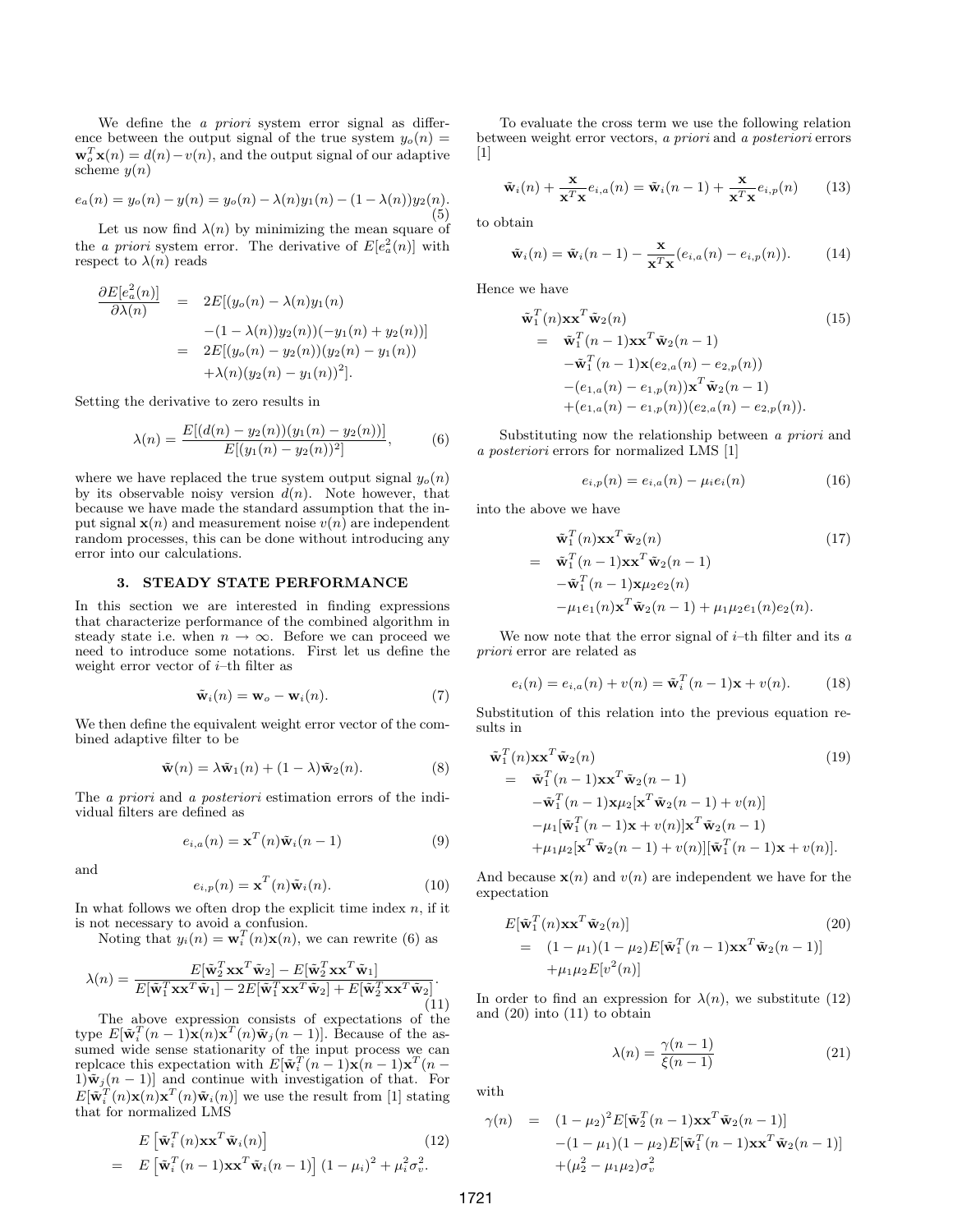We define the *a priori* system error signal as difference between the output signal of the true system $y_o(n) = \mathbf{w}_o^T\mathbf{x}(n) = d(n) - v(n)$, and the output signal of our adaptive scheme $y(n)$

$$e_a(n) = y_o(n) - y(n) = y_o(n) - \lambda(n)y_1(n) - (1-\lambda(n))y_2(n). \quad (5)$$

Let us now find $\lambda(n)$ by minimizing the mean square of the *a priori* system error. The derivative of $E[e_a^2(n)]$ with respect to $\lambda(n)$ reads

$$\begin{aligned}
\frac{\partial E[e_a^2(n)]}{\partial \lambda(n)} &= 2E[(y_o(n) - \lambda(n)y_1(n) \\
&\quad -(1-\lambda(n))y_2(n))(-y_1(n) + y_2(n))] \\
&= 2E[(y_o(n) - y_2(n))(y_2(n) - y_1(n)) \\
&\quad +\lambda(n)(y_2(n) - y_1(n))^2].
\end{aligned}$$

Setting the derivative to zero results in

$$\lambda(n) = \frac{E[(d(n) - y_2(n))(y_1(n) - y_2(n))]}{E[(y_1(n) - y_2(n))^2]}, \quad (6)$$

where we have replaced the true system output signal $y_o(n)$ by its observable noisy version $d(n)$. Note however, that because we have made the standard assumption that the input signal $\mathbf{x}(n)$ and measurement noise $v(n)$ are independent random processes, this can be done without introducing any error into our calculations.

## 3. STEADY STATE PERFORMANCE

In this section we are interested in finding expressions that characterize performance of the combined algorithm in steady state i.e. when $n \to \infty$. Before we can proceed we need to introduce some notations. First let us define the weight error vector of $i$–th filter as

$$\tilde{\mathbf{w}}_i(n) = \mathbf{w}_o - \mathbf{w}_i(n). \quad (7)$$

We then define the equivalent weight error vector of the combined adaptive filter to be

$$\tilde{\mathbf{w}}(n) = \lambda\tilde{\mathbf{w}}_1(n) + (1-\lambda)\tilde{\mathbf{w}}_2(n). \quad (8)$$

The *a priori* and *a posteriori* estimation errors of the individual filters are defined as

$$e_{i,a}(n) = \mathbf{x}^T(n)\tilde{\mathbf{w}}_i(n-1) \quad (9)$$

and

$$e_{i,p}(n) = \mathbf{x}^T(n)\tilde{\mathbf{w}}_i(n). \quad (10)$$

In what follows we often drop the explicit time index $n$, if it is not necessary to avoid a confusion.

Noting that $y_i(n) = \mathbf{w}_i^T(n)\mathbf{x}(n)$, we can rewrite (6) as

$$\lambda(n) = \frac{E[\tilde{\mathbf{w}}_2^T\mathbf{x}\mathbf{x}^T\tilde{\mathbf{w}}_2] - E[\tilde{\mathbf{w}}_2^T\mathbf{x}\mathbf{x}^T\tilde{\mathbf{w}}_1]}{E[\tilde{\mathbf{w}}_1^T\mathbf{x}\mathbf{x}^T\tilde{\mathbf{w}}_1] - 2E[\tilde{\mathbf{w}}_1^T\mathbf{x}\mathbf{x}^T\tilde{\mathbf{w}}_2] + E[\tilde{\mathbf{w}}_2^T\mathbf{x}\mathbf{x}^T\tilde{\mathbf{w}}_2]}. \quad (11)$$

The above expression consists of expectations of the type $E[\tilde{\mathbf{w}}_i^T(n-1)\mathbf{x}(n)\mathbf{x}^T(n)\tilde{\mathbf{w}}_j(n-1)]$. Because of the assumed wide sense stationarity of the input process we can replcace this expectation with $E[\tilde{\mathbf{w}}_i^T(n-1)\mathbf{x}(n-1)\mathbf{x}^T(n-1)\tilde{\mathbf{w}}_j(n-1)]$ and continue with investigation of that. For $E[\tilde{\mathbf{w}}_i^T(n)\mathbf{x}(n)\mathbf{x}^T(n)\tilde{\mathbf{w}}_i(n)]$ we use the result from [1] stating that for normalized LMS

$$\begin{aligned}
&E\left[\tilde{\mathbf{w}}_i^T(n)\mathbf{x}\mathbf{x}^T\tilde{\mathbf{w}}_i(n)\right] \quad (12)\\
&= E\left[\tilde{\mathbf{w}}_i^T(n-1)\mathbf{x}\mathbf{x}^T\tilde{\mathbf{w}}_i(n-1)\right](1-\mu_i)^2 + \mu_i^2\sigma_v^2.
\end{aligned}$$

To evaluate the cross term we use the following relation between weight error vectors, *a priori* and *a posteriori* errors [1]

$$\tilde{\mathbf{w}}_i(n) + \frac{\mathbf{x}}{\mathbf{x}^T\mathbf{x}}e_{i,a}(n) = \tilde{\mathbf{w}}_i(n-1) + \frac{\mathbf{x}}{\mathbf{x}^T\mathbf{x}}e_{i,p}(n) \quad (13)$$

to obtain

$$\tilde{\mathbf{w}}_i(n) = \tilde{\mathbf{w}}_i(n-1) - \frac{\mathbf{x}}{\mathbf{x}^T\mathbf{x}}(e_{i,a}(n) - e_{i,p}(n)). \quad (14)$$

Hence we have

$$\begin{aligned}
&\tilde{\mathbf{w}}_1^T(n)\mathbf{x}\mathbf{x}^T\tilde{\mathbf{w}}_2(n) \quad (15)\\
&= \tilde{\mathbf{w}}_1^T(n-1)\mathbf{x}\mathbf{x}^T\tilde{\mathbf{w}}_2(n-1) \\
&\quad -\tilde{\mathbf{w}}_1^T(n-1)\mathbf{x}(e_{2,a}(n) - e_{2,p}(n)) \\
&\quad -(e_{1,a}(n) - e_{1,p}(n))\mathbf{x}^T\tilde{\mathbf{w}}_2(n-1) \\
&\quad +(e_{1,a}(n) - e_{1,p}(n))(e_{2,a}(n) - e_{2,p}(n)).
\end{aligned}$$

Substituting now the relationship between *a priori* and *a posteriori* errors for normalized LMS [1]

$$e_{i,p}(n) = e_{i,a}(n) - \mu_i e_i(n) \quad (16)$$

into the above we have

$$\begin{aligned}
&\tilde{\mathbf{w}}_1^T(n)\mathbf{x}\mathbf{x}^T\tilde{\mathbf{w}}_2(n) \quad (17)\\
&= \tilde{\mathbf{w}}_1^T(n-1)\mathbf{x}\mathbf{x}^T\tilde{\mathbf{w}}_2(n-1) \\
&\quad -\tilde{\mathbf{w}}_1^T(n-1)\mathbf{x}\mu_2 e_2(n) \\
&\quad -\mu_1 e_1(n)\mathbf{x}^T\tilde{\mathbf{w}}_2(n-1) + \mu_1\mu_2 e_1(n)e_2(n).
\end{aligned}$$

We now note that the error signal of $i$–th filter and its *a priori* error are related as

$$e_i(n) = e_{i,a}(n) + v(n) = \tilde{\mathbf{w}}_i^T(n-1)\mathbf{x} + v(n). \quad (18)$$

Substitution of this relation into the previous equation results in

$$\begin{aligned}
&\tilde{\mathbf{w}}_1^T(n)\mathbf{x}\mathbf{x}^T\tilde{\mathbf{w}}_2(n) \quad (19)\\
&= \tilde{\mathbf{w}}_1^T(n-1)\mathbf{x}\mathbf{x}^T\tilde{\mathbf{w}}_2(n-1) \\
&\quad -\tilde{\mathbf{w}}_1^T(n-1)\mathbf{x}\mu_2[\mathbf{x}^T\tilde{\mathbf{w}}_2(n-1) + v(n)] \\
&\quad -\mu_1[\tilde{\mathbf{w}}_1^T(n-1)\mathbf{x} + v(n)]\mathbf{x}^T\tilde{\mathbf{w}}_2(n-1) \\
&\quad +\mu_1\mu_2[\mathbf{x}^T\tilde{\mathbf{w}}_2(n-1) + v(n)][\tilde{\mathbf{w}}_1^T(n-1)\mathbf{x} + v(n)].
\end{aligned}$$

And because $\mathbf{x}(n)$ and $v(n)$ are independent we have for the expectation

$$\begin{aligned}
&E[\tilde{\mathbf{w}}_1^T(n)\mathbf{x}\mathbf{x}^T\tilde{\mathbf{w}}_2(n)] \quad (20)\\
&= (1-\mu_1)(1-\mu_2)E[\tilde{\mathbf{w}}_1^T(n-1)\mathbf{x}\mathbf{x}^T\tilde{\mathbf{w}}_2(n-1)] \\
&\quad +\mu_1\mu_2 E[v^2(n)]
\end{aligned}$$

In order to find an expression for $\lambda(n)$, we substitute (12) and (20) into (11) to obtain

$$\lambda(n) = \frac{\gamma(n-1)}{\xi(n-1)} \quad (21)$$

with

$$\begin{aligned}
\gamma(n) &= (1-\mu_2)^2 E[\tilde{\mathbf{w}}_2^T(n-1)\mathbf{x}\mathbf{x}^T\tilde{\mathbf{w}}_2(n-1)] \\
&\quad -(1-\mu_1)(1-\mu_2)E[\tilde{\mathbf{w}}_1^T(n-1)\mathbf{x}\mathbf{x}^T\tilde{\mathbf{w}}_2(n-1)] \\
&\quad +(\mu_2^2 - \mu_1\mu_2)\sigma_v^2
\end{aligned}$$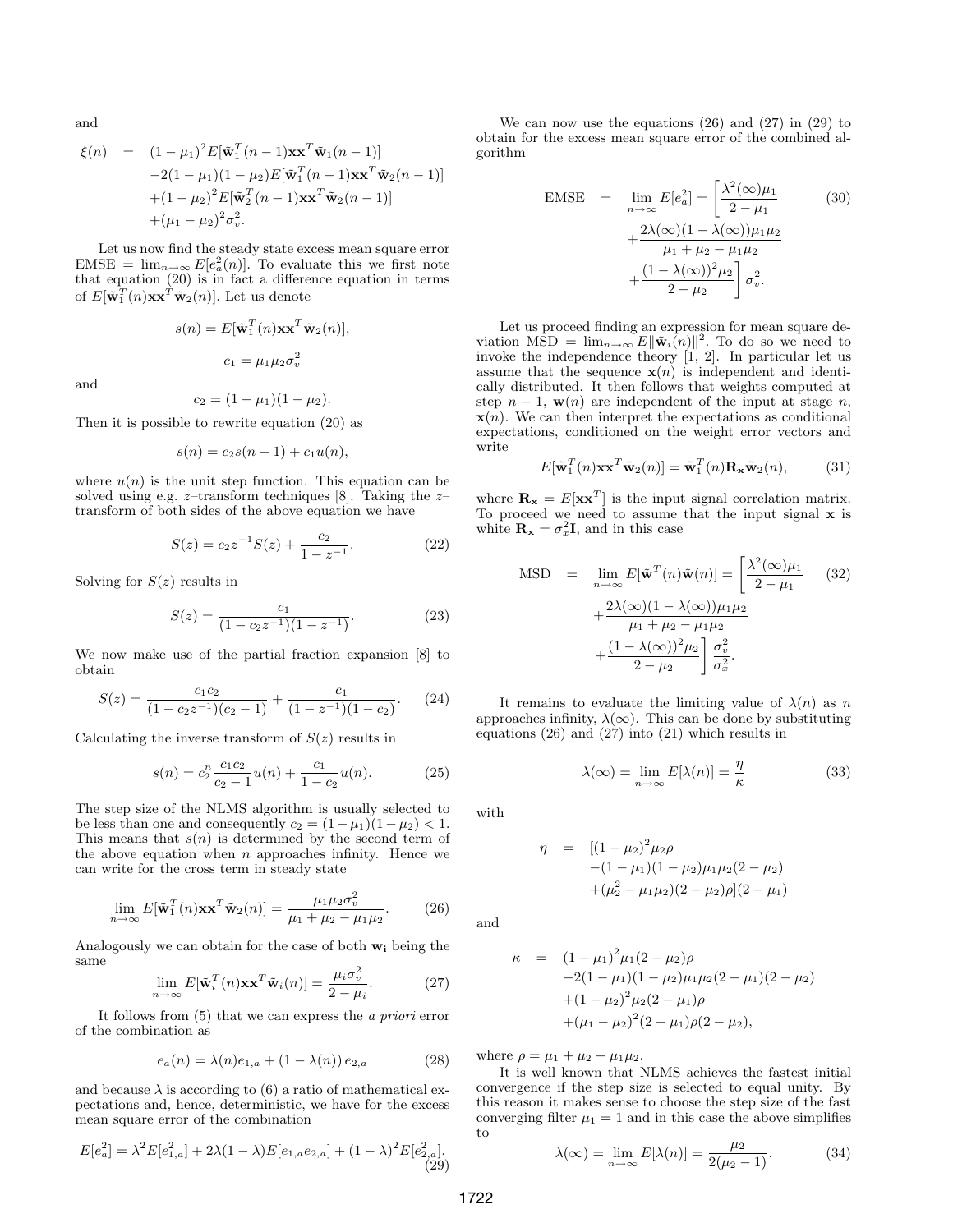and

$$
\begin{aligned}
\xi(n) &= (1-\mu_1)^2 E[\tilde{\mathbf{w}}_1^T(n-1)\mathbf{x}\mathbf{x}^T\tilde{\mathbf{w}}_1(n-1)] \\
&\quad -2(1-\mu_1)(1-\mu_2)E[\tilde{\mathbf{w}}_1^T(n-1)\mathbf{x}\mathbf{x}^T\tilde{\mathbf{w}}_2(n-1)] \\
&\quad +(1-\mu_2)^2 E[\tilde{\mathbf{w}}_2^T(n-1)\mathbf{x}\mathbf{x}^T\tilde{\mathbf{w}}_2(n-1)] \\
&\quad +(\mu_1-\mu_2)^2\sigma_v^2.
\end{aligned}
$$

Let us now find the steady state excess mean square error $\text{EMSE} = \lim_{n\to\infty} E[e_a^2(n)]$. To evaluate this we first note that equation (20) is in fact a difference equation in terms of $E[\tilde{\mathbf{w}}_1^T(n)\mathbf{x}\mathbf{x}^T\tilde{\mathbf{w}}_2(n)]$. Let us denote

$$
s(n) = E[\tilde{\mathbf{w}}_1^T(n)\mathbf{x}\mathbf{x}^T\tilde{\mathbf{w}}_2(n)],
$$

$$
c_1 = \mu_1\mu_2\sigma_v^2
$$

and

$$
c_2 = (1-\mu_1)(1-\mu_2).
$$

Then it is possible to rewrite equation (20) as

$$
s(n) = c_2 s(n-1) + c_1 u(n),
$$

where $u(n)$ is the unit step function. This equation can be solved using e.g. $z$–transform techniques [8]. Taking the $z$–transform of both sides of the above equation we have

$$
S(z) = c_2 z^{-1} S(z) + \frac{c_2}{1-z^{-1}}. \tag{22}
$$

Solving for $S(z)$ results in

$$
S(z) = \frac{c_1}{(1-c_2 z^{-1})(1-z^{-1})}. \tag{23}
$$

We now make use of the partial fraction expansion [8] to obtain

$$
S(z) = \frac{c_1 c_2}{(1-c_2 z^{-1})(c_2-1)} + \frac{c_1}{(1-z^{-1})(1-c_2)}. \tag{24}
$$

Calculating the inverse transform of $S(z)$ results in

$$
s(n) = c_2^n \frac{c_1 c_2}{c_2 - 1} u(n) + \frac{c_1}{1-c_2} u(n). \tag{25}
$$

The step size of the NLMS algorithm is usually selected to be less than one and consequently $c_2 = (1-\mu_1)(1-\mu_2) < 1$. This means that $s(n)$ is determined by the second term of the above equation when $n$ approaches infinity. Hence we can write for the cross term in steady state

$$
\lim_{n\to\infty} E[\tilde{\mathbf{w}}_1^T(n)\mathbf{x}\mathbf{x}^T\tilde{\mathbf{w}}_2(n)] = \frac{\mu_1\mu_2\sigma_v^2}{\mu_1+\mu_2-\mu_1\mu_2}. \tag{26}
$$

Analogously we can obtain for the case of both $\mathbf{w_i}$ being the same

$$
\lim_{n\to\infty} E[\tilde{\mathbf{w}}_i^T(n)\mathbf{x}\mathbf{x}^T\tilde{\mathbf{w}}_i(n)] = \frac{\mu_i\sigma_v^2}{2-\mu_i}. \tag{27}
$$

It follows from (5) that we can express the *a priori* error of the combination as

$$
e_a(n) = \lambda(n) e_{1,a} + (1-\lambda(n))\, e_{2,a} \tag{28}
$$

and because $\lambda$ is according to (6) a ratio of mathematical expectations and, hence, deterministic, we have for the excess mean square error of the combination

$$
E[e_a^2] = \lambda^2 E[e_{1,a}^2] + 2\lambda(1-\lambda)E[e_{1,a}e_{2,a}] + (1-\lambda)^2 E[e_{2,a}^2]. \tag{29}
$$

We can now use the equations (26) and (27) in (29) to obtain for the excess mean square error of the combined algorithm

$$
\begin{aligned}
\text{EMSE} &= \lim_{n\to\infty} E[e_a^2] = \left[\frac{\lambda^2(\infty)\mu_1}{2-\mu_1}\right. \\
&\quad + \frac{2\lambda(\infty)(1-\lambda(\infty))\mu_1\mu_2}{\mu_1+\mu_2-\mu_1\mu_2} \\
&\quad \left. + \frac{(1-\lambda(\infty))^2\mu_2}{2-\mu_2}\right]\sigma_v^2.
\end{aligned} \tag{30}
$$

Let us proceed finding an expression for mean square deviation $\text{MSD} = \lim_{n\to\infty} E\|\tilde{\mathbf{w}}_i(n)\|^2$. To do so we need to invoke the independence theory [1, 2]. In particular let us assume that the sequence $\mathbf{x}(n)$ is independent and identically distributed. It then follows that weights computed at step $n-1$, $\mathbf{w}(n)$ are independent of the input at stage $n$, $\mathbf{x}(n)$. We can then interpret the expectations as conditional expectations, conditioned on the weight error vectors and write

$$
E[\tilde{\mathbf{w}}_1^T(n)\mathbf{x}\mathbf{x}^T\tilde{\mathbf{w}}_2(n)] = \tilde{\mathbf{w}}_1^T(n)\mathbf{R}_{\mathbf{x}}\tilde{\mathbf{w}}_2(n), \tag{31}
$$

where $\mathbf{R}_{\mathbf{x}} = E[\mathbf{x}\mathbf{x}^T]$ is the input signal correlation matrix. To proceed we need to assume that the input signal $\mathbf{x}$ is white $\mathbf{R}_{\mathbf{x}} = \sigma_x^2\mathbf{I}$, and in this case

$$
\begin{aligned}
\text{MSD} &= \lim_{n\to\infty} E[\tilde{\mathbf{w}}^T(n)\tilde{\mathbf{w}}(n)] = \left[\frac{\lambda^2(\infty)\mu_1}{2-\mu_1}\right. \\
&\quad + \frac{2\lambda(\infty)(1-\lambda(\infty))\mu_1\mu_2}{\mu_1+\mu_2-\mu_1\mu_2} \\
&\quad \left. + \frac{(1-\lambda(\infty))^2\mu_2}{2-\mu_2}\right]\frac{\sigma_v^2}{\sigma_x^2}.
\end{aligned} \tag{32}
$$

It remains to evaluate the limiting value of $\lambda(n)$ as $n$ approaches infinity, $\lambda(\infty)$. This can be done by substituting equations (26) and (27) into (21) which results in

$$
\lambda(\infty) = \lim_{n\to\infty} E[\lambda(n)] = \frac{\eta}{\kappa} \tag{33}
$$

with

$$
\begin{aligned}
\eta &= [(1-\mu_2)^2\mu_2\rho \\
&\quad -(1-\mu_1)(1-\mu_2)\mu_1\mu_2(2-\mu_2) \\
&\quad +(\mu_2^2-\mu_1\mu_2)(2-\mu_2)\rho](2-\mu_1)
\end{aligned}
$$

and

$$
\begin{aligned}
\kappa &= (1-\mu_1)^2\mu_1(2-\mu_2)\rho \\
&\quad -2(1-\mu_1)(1-\mu_2)\mu_1\mu_2(2-\mu_1)(2-\mu_2) \\
&\quad +(1-\mu_2)^2\mu_2(2-\mu_1)\rho \\
&\quad +(\mu_1-\mu_2)^2(2-\mu_1)\rho(2-\mu_2),
\end{aligned}
$$

where $\rho = \mu_1 + \mu_2 - \mu_1\mu_2$.

It is well known that NLMS achieves the fastest initial convergence if the step size is selected to equal unity. By this reason it makes sense to choose the step size of the fast converging filter $\mu_1 = 1$ and in this case the above simplifies to

$$
\lambda(\infty) = \lim_{n\to\infty} E[\lambda(n)] = \frac{\mu_2}{2(\mu_2-1)}. \tag{34}
$$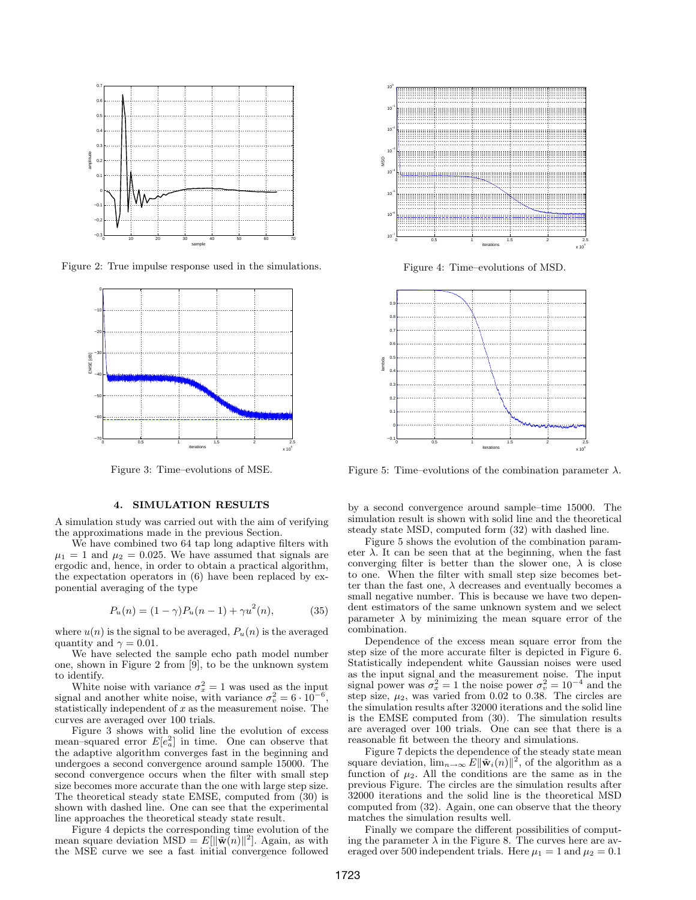0.7
0.6
0.5
0.4
0.3
0.2
0.1
0
−0.1
−0.2
−0.3
amplitude
0 10 20 30 40 50 60 70
sample

Figure 2: True impulse response used in the simulations.

0
−10
−20
−30
−40
−50
−60
−70
EMSE [dB]
0 0.5 1 1.5 2 2.5
iterations
x 10^4

Figure 3: Time–evolutions of MSE.

$10^0$
$10^{-1}$
$10^{-2}$
$10^{-3}$
$10^{-4}$
$10^{-5}$
$10^{-6}$
$10^{-7}$
MSD
0 0.5 1 1.5 2 2.5
iterations
x 10^4

Figure 4: Time–evolutions of MSD.

0.9
0.8
0.7
0.6
0.5
0.4
0.3
0.2
0.1
0
−0.1
lambda
0 0.5 1 1.5 2 2.5
iterations
x 10^4

Figure 5: Time–evolutions of the combination parameter $\lambda$.

## 4. SIMULATION RESULTS

A simulation study was carried out with the aim of verifying the approximations made in the previous Section.

We have combined two 64 tap long adaptive filters with $\mu_1 = 1$ and $\mu_2 = 0.025$. We have assumed that signals are ergodic and, hence, in order to obtain a practical algorithm, the expectation operators in (6) have been replaced by exponential averaging of the type

$$P_u(n) = (1-\gamma)P_u(n-1) + \gamma u^2(n), \tag{35}$$

where $u(n)$ is the signal to be averaged, $P_u(n)$ is the averaged quantity and $\gamma = 0.01$.

We have selected the sample echo path model number one, shown in Figure 2 from [9], to be the unknown system to identify.

White noise with variance $\sigma_x^2 = 1$ was used as the input signal and another white noise, with variance $\sigma_v^2 = 6 \cdot 10^{-6}$, statistically independent of $x$ as the measurement noise. The curves are averaged over 100 trials.

Figure 3 shows with solid line the evolution of excess mean–squared error $E[e_a^2]$ in time. One can observe that the adaptive algorithm converges fast in the beginning and undergoes a second convergence around sample 15000. The second convergence occurs when the filter with small step size becomes more accurate than the one with large step size. The theoretical steady state EMSE, computed from (30) is shown with dashed line. One can see that the experimental line approaches the theoretical steady state result.

Figure 4 depicts the corresponding time evolution of the mean square deviation $\text{MSD} = E[\|\tilde{\mathbf{w}}(n)\|^2]$. Again, as with the MSE curve we see a fast initial convergence followed by a second convergence around sample–time 15000. The simulation result is shown with solid line and the theoretical steady state MSD, computed form (32) with dashed line.

Figure 5 shows the evolution of the combination parameter $\lambda$. It can be seen that at the beginning, when the fast converging filter is better than the slower one, $\lambda$ is close to one. When the filter with small step size becomes better than the fast one, $\lambda$ decreases and eventually becomes a small negative number. This is because we have two dependent estimators of the same unknown system and we select parameter $\lambda$ by minimizing the mean square error of the combination.

Dependence of the excess mean square error from the step size of the more accurate filter is depicted in Figure 6. Statistically independent white Gaussian noises were used as the input signal and the measurement noise. The input signal power was $\sigma_x^2 = 1$ the noise power $\sigma_v^2 = 10^{-4}$ and the step size, $\mu_2$, was varied from 0.02 to 0.38. The circles are the simulation results after 32000 iterations and the solid line is the EMSE computed from (30). The simulation results are averaged over 100 trials. One can see that there is a reasonable fit between the theory and simulations.

Figure 7 depicts the dependence of the steady state mean square deviation, $\lim_{n\to\infty} E\|\tilde{\mathbf{w}}_i(n)\|^2$, of the algorithm as a function of $\mu_2$. All the conditions are the same as in the previous Figure. The circles are the simulation results after 32000 iterations and the solid line is the theoretical MSD computed from (32). Again, one can observe that the theory matches the simulation results well.

Finally we compare the different possibilities of computing the parameter $\lambda$ in the Figure 8. The curves here are averaged over 500 independent trials. Here $\mu_1 = 1$ and $\mu_2 = 0.1$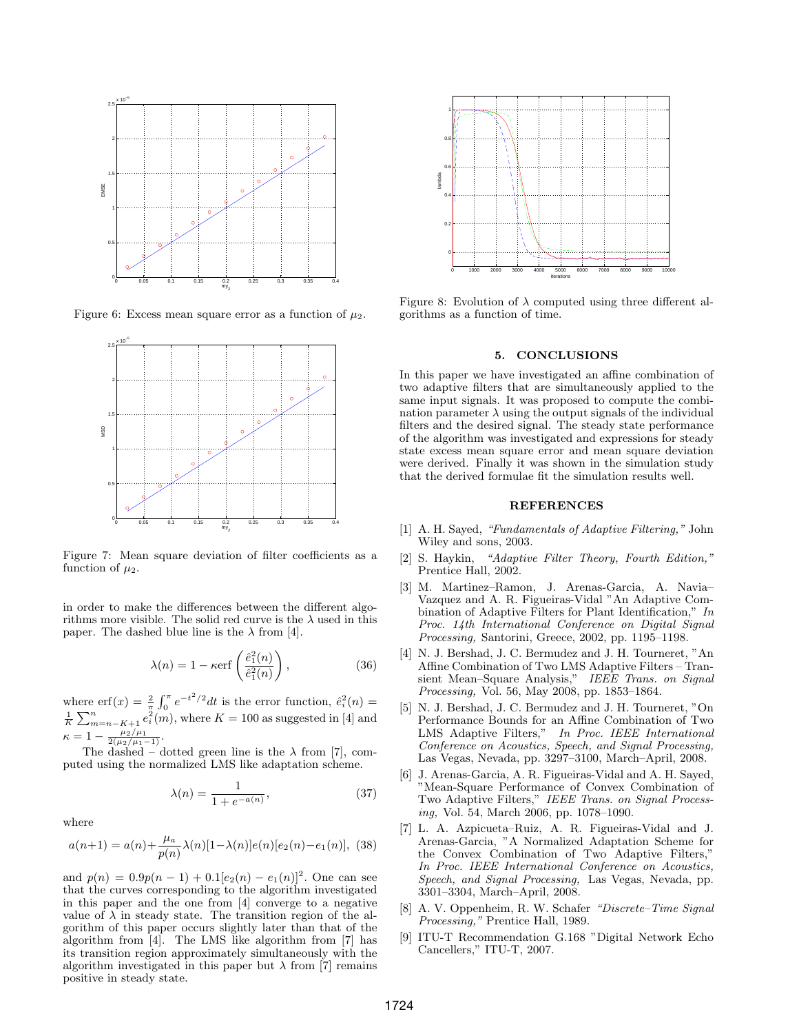x 10^-6

2.5

2

1.5

1

0.5

0

EMSE

0 0.05 0.1 0.15 0.2 0.25 0.3 0.35 0.4

mu_2

Figure 6: Excess mean square error as a function of $\mu_2$.

x 10^-6

2.5

2

1.5

1

0.5

0

MSD

0 0.05 0.1 0.15 0.2 0.25 0.3 0.35 0.4

mu_2

Figure 7: Mean square deviation of filter coefficients as a function of $\mu_2$.

in order to make the differences between the different algorithms more visible. The solid red curve is the $\lambda$ used in this paper. The dashed blue line is the $\lambda$ from [4].

$$\lambda(n) = 1 - \kappa \text{erf}\left(\frac{\hat{e}_1^2(n)}{\hat{e}_1^2(n)}\right), \tag{36}$$

where $\text{erf}(x) = \frac{2}{\pi}\int_0^{\pi} e^{-t^2/2} dt$ is the error function, $\hat{e}_i^2(n) = \frac{1}{K}\sum_{m=n-K+1}^{n} e_i^2(m)$, where $K = 100$ as suggested in [4] and $\kappa = 1 - \frac{\mu_2/\mu_1}{2(\mu_2/\mu_1 - 1)}$.

The dashed – dotted green line is the $\lambda$ from [7], computed using the normalized LMS like adaptation scheme.

$$\lambda(n) = \frac{1}{1 + e^{-a(n)}}, \tag{37}$$

where

$$a(n+1) = a(n) + \frac{\mu_a}{p(n)}\lambda(n)[1-\lambda(n)]e(n)[e_2(n) - e_1(n)], \tag{38}$$

and $p(n) = 0.9p(n-1) + 0.1[e_2(n) - e_1(n)]^2$. One can see that the curves corresponding to the algorithm investigated in this paper and the one from [4] converge to a negative value of $\lambda$ in steady state. The transition region of the algorithm of this paper occurs slightly later than that of the algorithm from [4]. The LMS like algorithm from [7] has its transition region approximately simultaneously with the algorithm investigated in this paper but $\lambda$ from [7] remains positive in steady state.

1

0.8

0.6

0.4

0.2

0

lambda

0 1000 2000 3000 4000 5000 6000 7000 8000 9000 10000

iterations

Figure 8: Evolution of $\lambda$ computed using three different algorithms as a function of time.

## 5. CONCLUSIONS

In this paper we have investigated an affine combination of two adaptive filters that are simultaneously applied to the same input signals. It was proposed to compute the combination parameter $\lambda$ using the output signals of the individual filters and the desired signal. The steady state performance of the algorithm was investigated and expressions for steady state excess mean square error and mean square deviation were derived. Finally it was shown in the simulation study that the derived formulae fit the simulation results well.

## REFERENCES

[1] A. H. Sayed, *"Fundamentals of Adaptive Filtering,"* John Wiley and sons, 2003.

[2] S. Haykin, *"Adaptive Filter Theory, Fourth Edition,"* Prentice Hall, 2002.

[3] M. Martinez–Ramon, J. Arenas-Garcia, A. Navia–Vazquez and A. R. Figueiras-Vidal "An Adaptive Combination of Adaptive Filters for Plant Identification," *In Proc. 14th International Conference on Digital Signal Processing,* Santorini, Greece, 2002, pp. 1195–1198.

[4] N. J. Bershad, J. C. Bermudez and J. H. Tourneret, "An Affine Combination of Two LMS Adaptive Filters – Transient Mean–Square Analysis," *IEEE Trans. on Signal Processing,* Vol. 56, May 2008, pp. 1853–1864.

[5] N. J. Bershad, J. C. Bermudez and J. H. Tourneret, "On Performance Bounds for an Affine Combination of Two LMS Adaptive Filters," *In Proc. IEEE International Conference on Acoustics, Speech, and Signal Processing,* Las Vegas, Nevada, pp. 3297–3100, March–April, 2008.

[6] J. Arenas-Garcia, A. R. Figueiras-Vidal and A. H. Sayed, "Mean-Square Performance of Convex Combination of Two Adaptive Filters," *IEEE Trans. on Signal Processing,* Vol. 54, March 2006, pp. 1078–1090.

[7] L. A. Azpicueta–Ruiz, A. R. Figueiras-Vidal and J. Arenas-Garcia, "A Normalized Adaptation Scheme for the Convex Combination of Two Adaptive Filters," *In Proc. IEEE International Conference on Acoustics, Speech, and Signal Processing,* Las Vegas, Nevada, pp. 3301–3304, March–April, 2008.

[8] A. V. Oppenheim, R. W. Schafer *"Discrete–Time Signal Processing,"* Prentice Hall, 1989.

[9] ITU-T Recommendation G.168 "Digital Network Echo Cancellers," ITU-T, 2007.